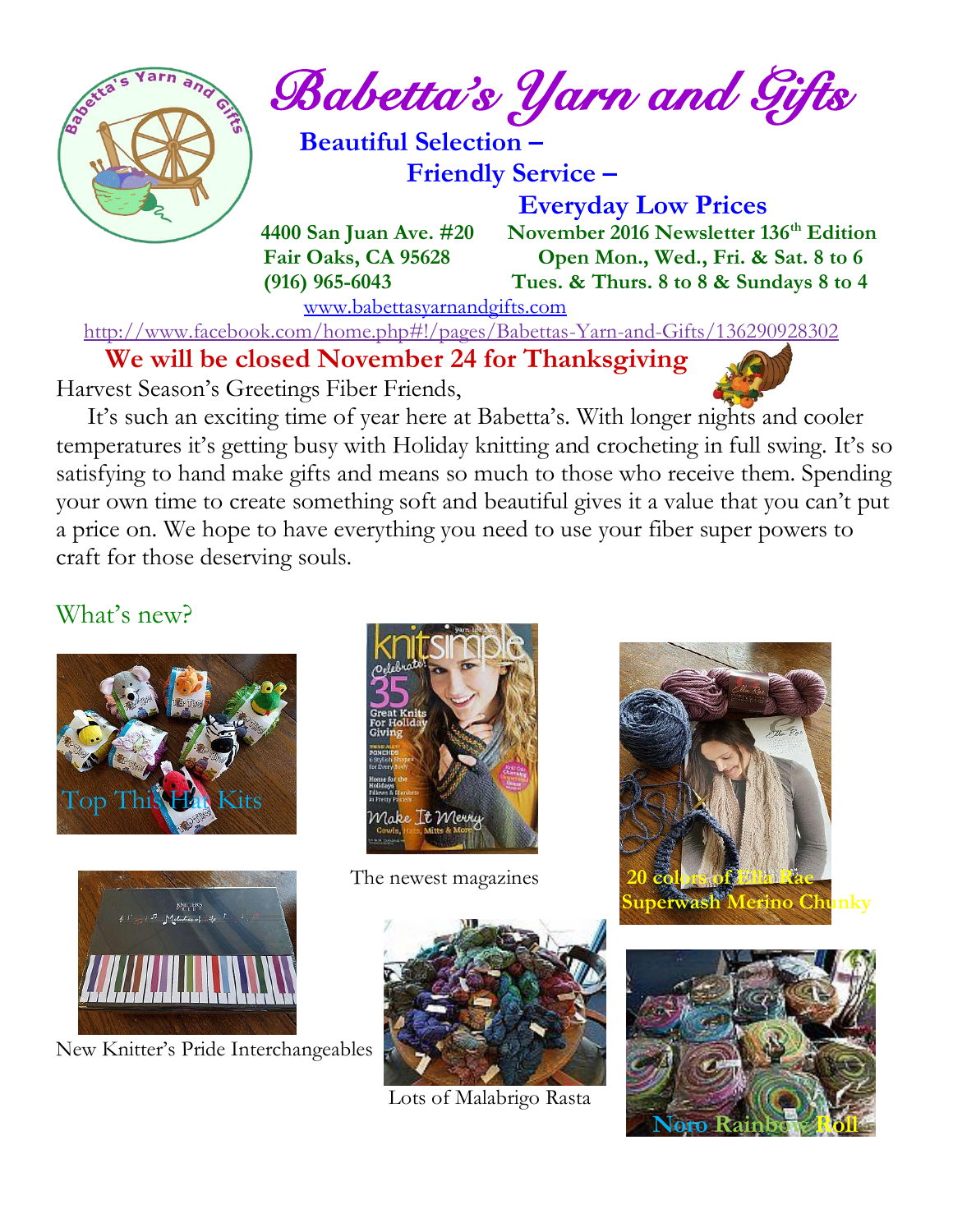# Babetta's Yarn and Gifts

**Beautiful Selection –**
**Friendly Service –**
**Everyday Low Prices**

**4400 San Juan Ave. #20**
**Fair Oaks, CA 95628**
**(916) 965-6043**

**November 2016 Newsletter 136th Edition**
**Open Mon., Wed., Fri. & Sat. 8 to 6**
**Tues. & Thurs. 8 to 8 & Sundays 8 to 4**

www.babettasyarnandgifts.com

http://www.facebook.com/home.php#!/pages/Babettas-Yarn-and-Gifts/136290928302

**We will be closed November 24 for Thanksgiving**

Harvest Season's Greetings Fiber Friends,

It's such an exciting time of year here at Babetta's. With longer nights and cooler temperatures it's getting busy with Holiday knitting and crocheting in full swing. It's so satisfying to hand make gifts and means so much to those who receive them. Spending your own time to create something soft and beautiful gives it a value that you can't put a price on. We hope to have everything you need to use your fiber super powers to craft for those deserving souls.

## What's new?

Top This Hat Kits

The newest magazines

20 colors of Ella Rae Superwash Merino Chunky

New Knitter's Pride Interchangeables

Lots of Malabrigo Rasta

Noro Rainbow Roll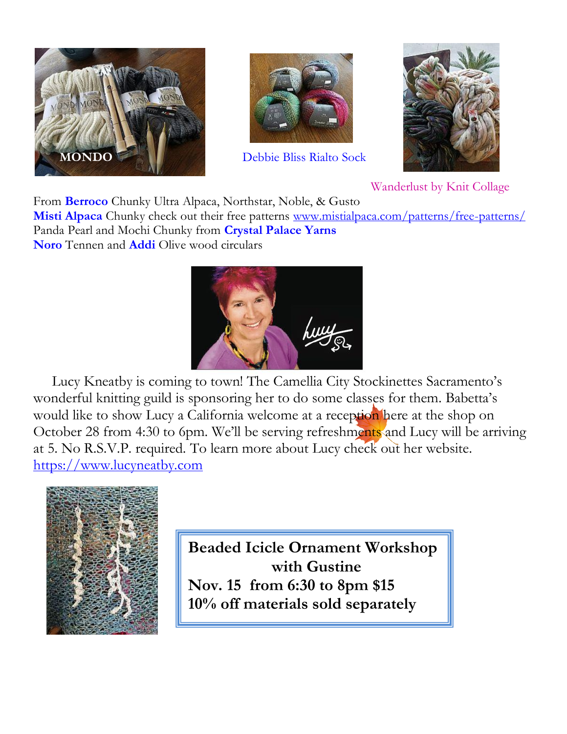MONDO

Debbie Bliss Rialto Sock

Wanderlust by Knit Collage

From **Berroco** Chunky Ultra Alpaca, Northstar, Noble, & Gusto
**Misti Alpaca** Chunky check out their free patterns www.mistialpaca.com/patterns/free-patterns/
Panda Pearl and Mochi Chunky from **Crystal Palace Yarns**
**Noro** Tennen and **Addi** Olive wood circulars

Lucy Kneatby is coming to town! The Camellia City Stockinettes Sacramento's wonderful knitting guild is sponsoring her to do some classes for them. Babetta's would like to show Lucy a California welcome at a reception here at the shop on October 28 from 4:30 to 6pm. We'll be serving refreshments and Lucy will be arriving at 5. No R.S.V.P. required. To learn more about Lucy check out her website. https://www.lucyneatby.com

**Beaded Icicle Ornament Workshop with Gustine**
**Nov. 15 from 6:30 to 8pm $15**
**10% off materials sold separately**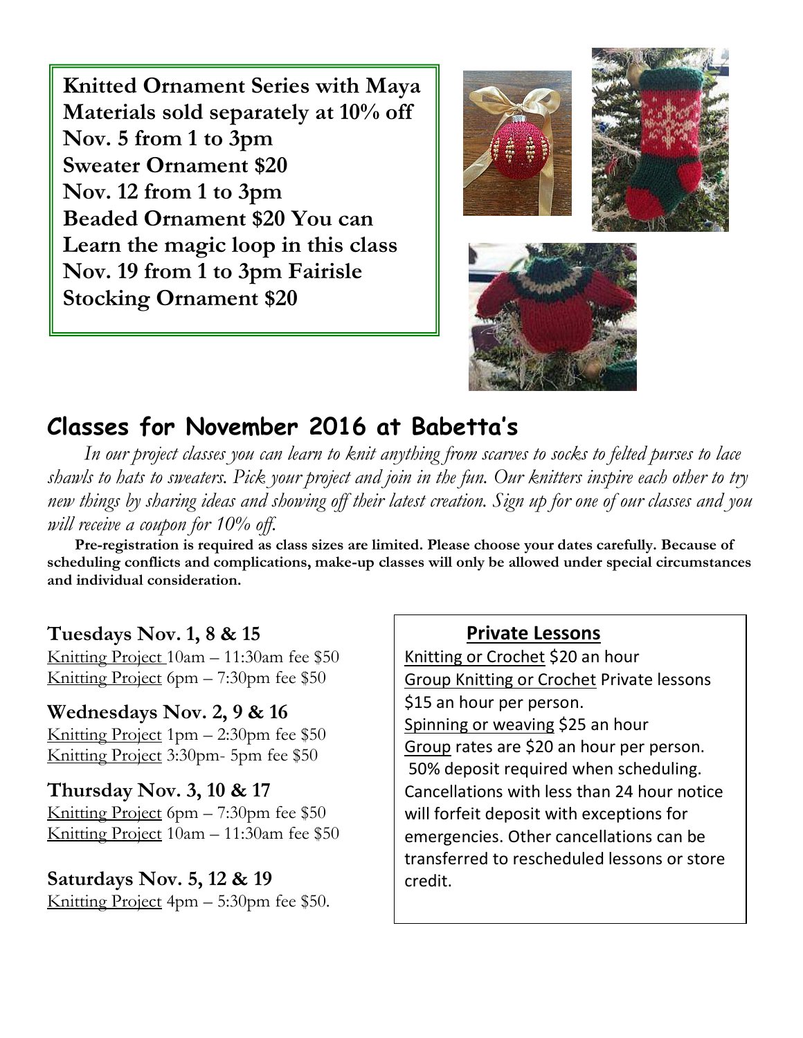**Knitted Ornament Series with Maya**
**Materials sold separately at 10% off**
**Nov. 5 from 1 to 3pm**
**Sweater Ornament $20**
**Nov. 12 from 1 to 3pm**
**Beaded Ornament $20 You can Learn the magic loop in this class**
**Nov. 19 from 1 to 3pm Fairisle Stocking Ornament $20**

## Classes for November 2016 at Babetta's

*In our project classes you can learn to knit anything from scarves to socks to felted purses to lace shawls to hats to sweaters. Pick your project and join in the fun. Our knitters inspire each other to try new things by sharing ideas and showing off their latest creation. Sign up for one of our classes and you will receive a coupon for 10% off.*

**Pre-registration is required as class sizes are limited. Please choose your dates carefully. Because of scheduling conflicts and complications, make-up classes will only be allowed under special circumstances and individual consideration.**

### Tuesdays Nov. 1, 8 & 15

Knitting Project 10am – 11:30am fee $50
Knitting Project 6pm – 7:30pm fee $50

### Wednesdays Nov. 2, 9 & 16

Knitting Project 1pm – 2:30pm fee $50
Knitting Project 3:30pm- 5pm fee $50

### Thursday Nov. 3, 10 & 17

Knitting Project 6pm – 7:30pm fee $50
Knitting Project 10am – 11:30am fee $50

### Saturdays Nov. 5, 12 & 19

Knitting Project 4pm – 5:30pm fee $50.

### Private Lessons

Knitting or Crochet $20 an hour
Group Knitting or Crochet Private lessons $15 an hour per person.
Spinning or weaving $25 an hour
Group rates are $20 an hour per person.
50% deposit required when scheduling. Cancellations with less than 24 hour notice will forfeit deposit with exceptions for emergencies. Other cancellations can be transferred to rescheduled lessons or store credit.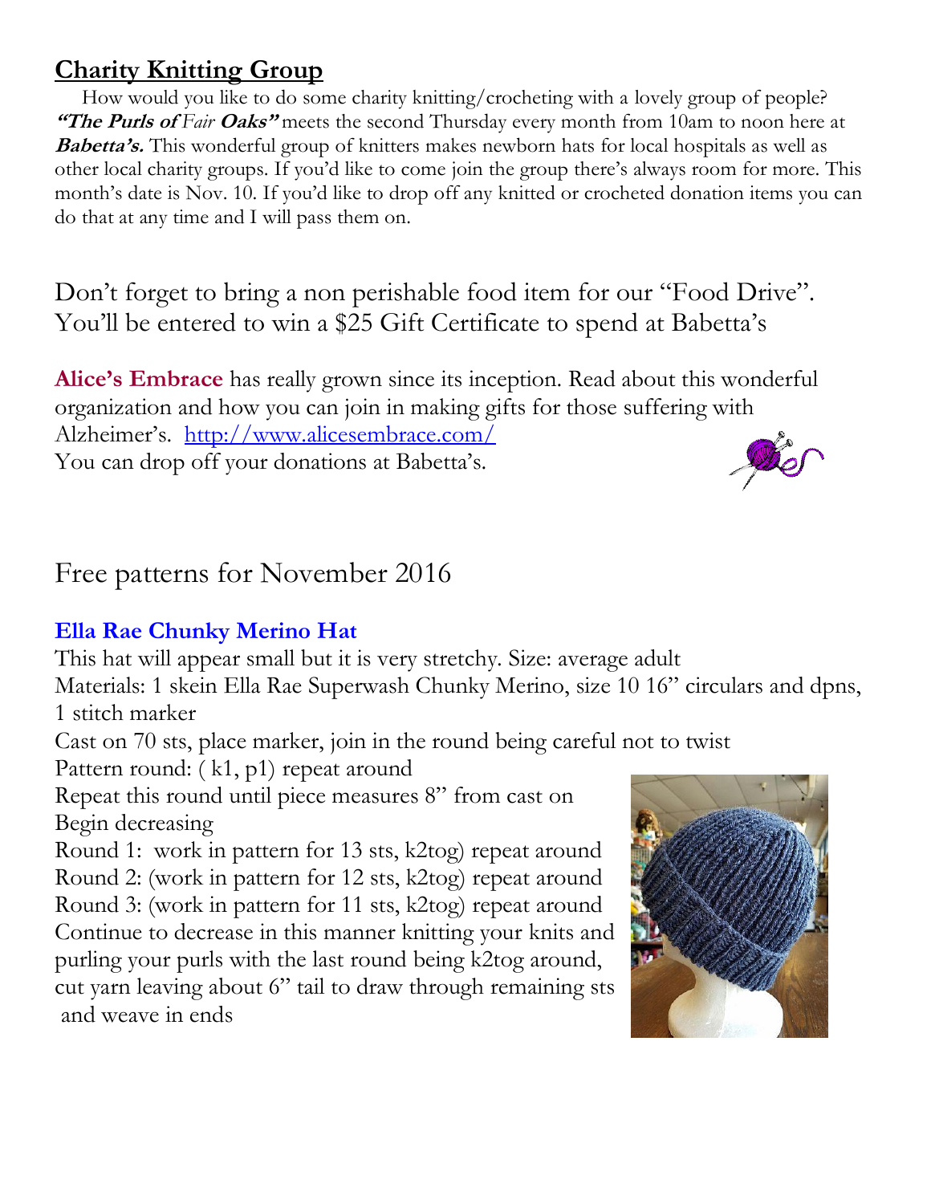## Charity Knitting Group

How would you like to do some charity knitting/crocheting with a lovely group of people? ***"The Purls of*** *Fair* ***Oaks"*** meets the second Thursday every month from 10am to noon here at ***Babetta's.*** This wonderful group of knitters makes newborn hats for local hospitals as well as other local charity groups. If you'd like to come join the group there's always room for more. This month's date is Nov. 10. If you'd like to drop off any knitted or crocheted donation items you can do that at any time and I will pass them on.

Don't forget to bring a non perishable food item for our "Food Drive". You'll be entered to win a $25 Gift Certificate to spend at Babetta's

**Alice's Embrace** has really grown since its inception. Read about this wonderful organization and how you can join in making gifts for those suffering with Alzheimer's. http://www.alicesembrace.com/
You can drop off your donations at Babetta's.

## Free patterns for November 2016

### Ella Rae Chunky Merino Hat

This hat will appear small but it is very stretchy. Size: average adult
Materials: 1 skein Ella Rae Superwash Chunky Merino, size 10 16" circulars and dpns, 1 stitch marker
Cast on 70 sts, place marker, join in the round being careful not to twist
Pattern round: ( k1, p1) repeat around
Repeat this round until piece measures 8" from cast on
Begin decreasing
Round 1: work in pattern for 13 sts, k2tog) repeat around
Round 2: (work in pattern for 12 sts, k2tog) repeat around
Round 3: (work in pattern for 11 sts, k2tog) repeat around
Continue to decrease in this manner knitting your knits and purling your purls with the last round being k2tog around, cut yarn leaving about 6" tail to draw through remaining sts and weave in ends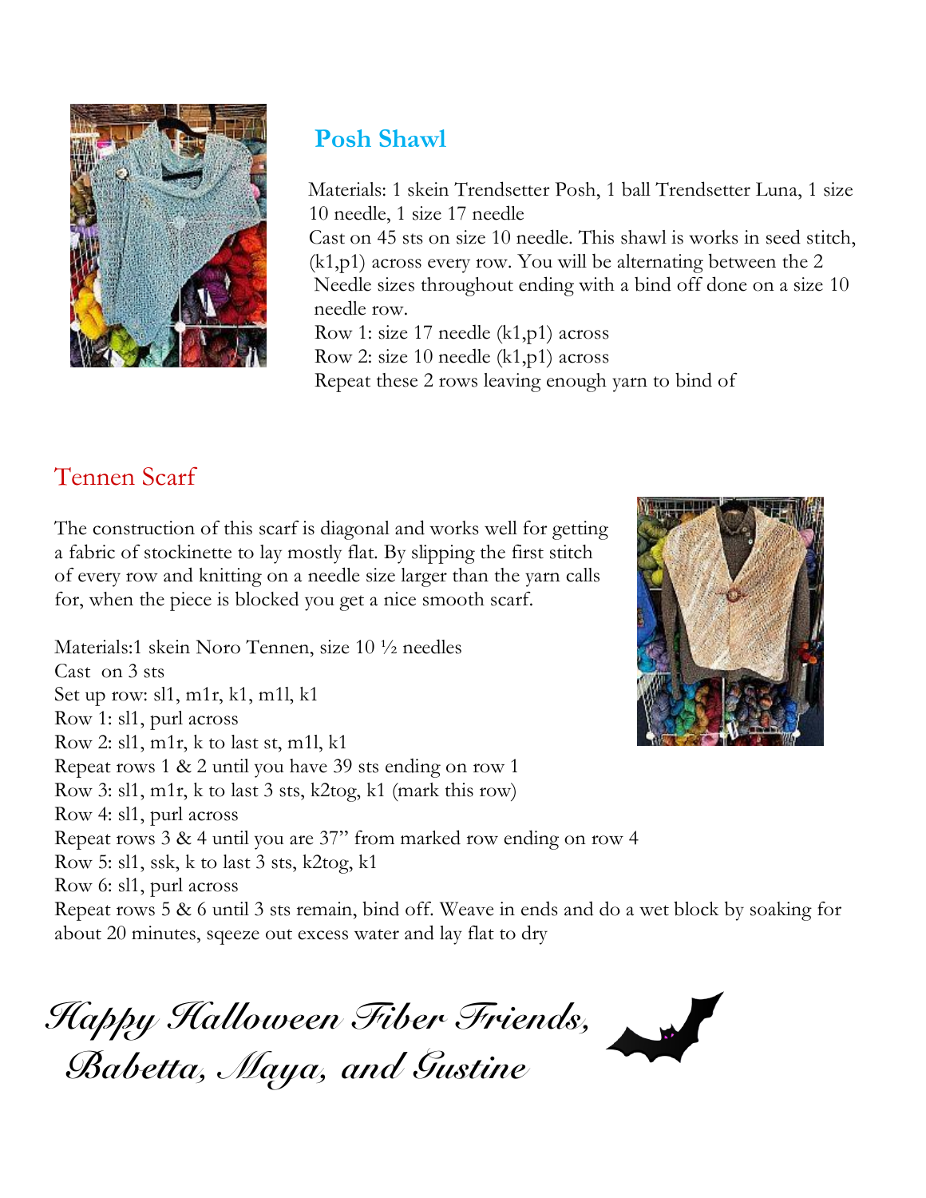## Posh Shawl

Materials: 1 skein Trendsetter Posh, 1 ball Trendsetter Luna, 1 size 10 needle, 1 size 17 needle

Cast on 45 sts on size 10 needle. This shawl is works in seed stitch, (k1,p1) across every row. You will be alternating between the 2 Needle sizes throughout ending with a bind off done on a size 10 needle row.

Row 1: size 17 needle (k1,p1) across

Row 2: size 10 needle (k1,p1) across

Repeat these 2 rows leaving enough yarn to bind of

## Tennen Scarf

The construction of this scarf is diagonal and works well for getting a fabric of stockinette to lay mostly flat. By slipping the first stitch of every row and knitting on a needle size larger than the yarn calls for, when the piece is blocked you get a nice smooth scarf.

Materials:1 skein Noro Tennen, size 10 ½ needles

Cast on 3 sts

Set up row: sl1, m1r, k1, m1l, k1

Row 1: sl1, purl across

Row 2: sl1, m1r, k to last st, m1l, k1

Repeat rows 1 & 2 until you have 39 sts ending on row 1

Row 3: sl1, m1r, k to last 3 sts, k2tog, k1 (mark this row)

Row 4: sl1, purl across

Repeat rows 3 & 4 until you are 37" from marked row ending on row 4

Row 5: sl1, ssk, k to last 3 sts, k2tog, k1

Row 6: sl1, purl across

Repeat rows 5 & 6 until 3 sts remain, bind off. Weave in ends and do a wet block by soaking for about 20 minutes, sqeeze out excess water and lay flat to dry

*Happy Halloween Fiber Friends,*
*Babetta, Maya, and Gustine*